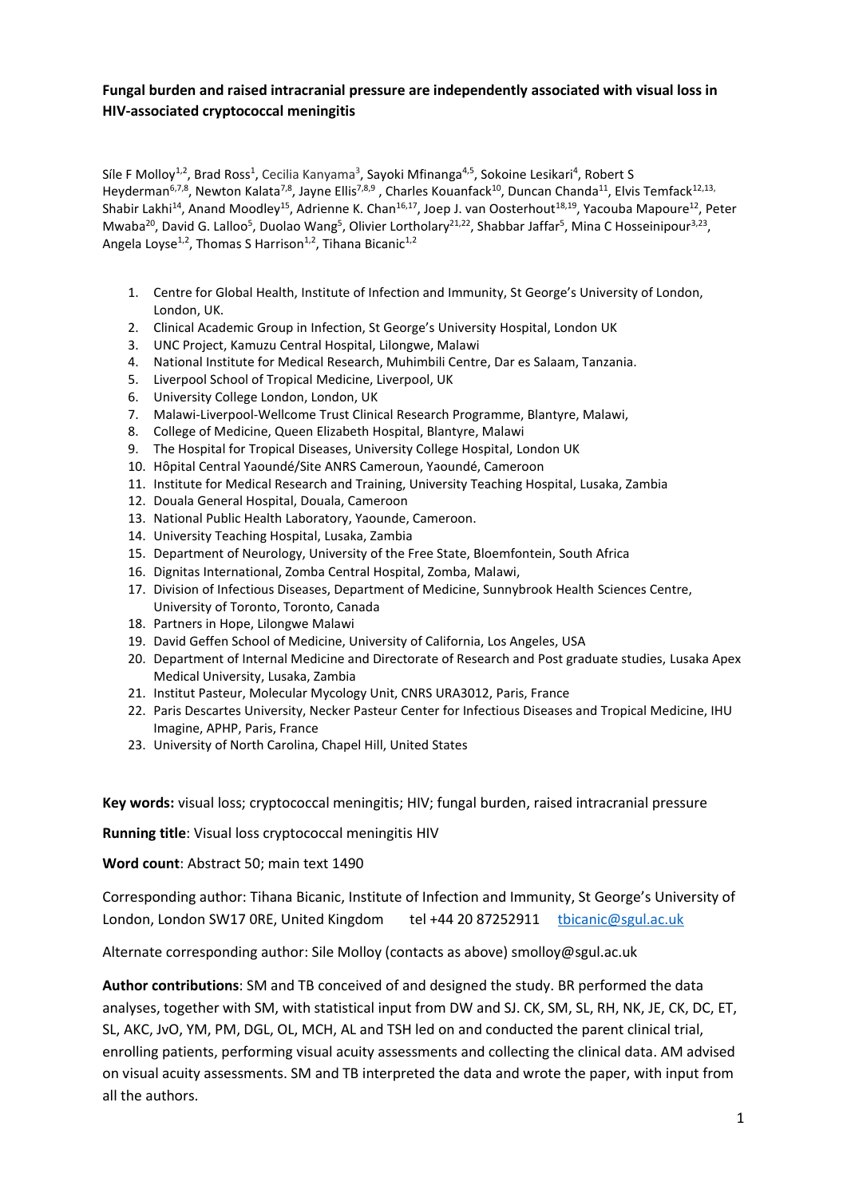**Fungal burden and raised intracranial pressure are independently associated with visual loss in HIV-associated cryptococcal meningitis**

Síle F Molloy[1,2], Brad Ross[1], Cecilia Kanyama[3], Sayoki Mfinanga[4,5], Sokoine Lesikari[4], Robert S Heyderman[6,7,8], Newton Kalata[7,8], Jayne Ellis[7,8,9], Charles Kouanfack[10], Duncan Chanda[11], Elvis Temfack[12,13], Shabir Lakhi[14], Anand Moodley[15], Adrienne K. Chan[16,17], Joep J. van Oosterhout[18,19], Yacouba Mapoure[12], Peter Mwaba[20], David G. Lalloo[5], Duolao Wang[5], Olivier Lortholary[21,22], Shabbar Jaffar[5], Mina C Hosseinipour[3,23], Angela Loyse[1,2], Thomas S Harrison[1,2], Tihana Bicanic[1,2]

1. Centre for Global Health, Institute of Infection and Immunity, St George's University of London, London, UK.
2. Clinical Academic Group in Infection, St George's University Hospital, London UK
3. UNC Project, Kamuzu Central Hospital, Lilongwe, Malawi
4. National Institute for Medical Research, Muhimbili Centre, Dar es Salaam, Tanzania.
5. Liverpool School of Tropical Medicine, Liverpool, UK
6. University College London, London, UK
7. Malawi-Liverpool-Wellcome Trust Clinical Research Programme, Blantyre, Malawi,
8. College of Medicine, Queen Elizabeth Hospital, Blantyre, Malawi
9. The Hospital for Tropical Diseases, University College Hospital, London UK
10. Hôpital Central Yaoundé/Site ANRS Cameroun, Yaoundé, Cameroon
11. Institute for Medical Research and Training, University Teaching Hospital, Lusaka, Zambia
12. Douala General Hospital, Douala, Cameroon
13. National Public Health Laboratory, Yaounde, Cameroon.
14. University Teaching Hospital, Lusaka, Zambia
15. Department of Neurology, University of the Free State, Bloemfontein, South Africa
16. Dignitas International, Zomba Central Hospital, Zomba, Malawi,
17. Division of Infectious Diseases, Department of Medicine, Sunnybrook Health Sciences Centre, University of Toronto, Toronto, Canada
18. Partners in Hope, Lilongwe Malawi
19. David Geffen School of Medicine, University of California, Los Angeles, USA
20. Department of Internal Medicine and Directorate of Research and Post graduate studies, Lusaka Apex Medical University, Lusaka, Zambia
21. Institut Pasteur, Molecular Mycology Unit, CNRS URA3012, Paris, France
22. Paris Descartes University, Necker Pasteur Center for Infectious Diseases and Tropical Medicine, IHU Imagine, APHP, Paris, France
23. University of North Carolina, Chapel Hill, United States

**Key words:** visual loss; cryptococcal meningitis; HIV; fungal burden, raised intracranial pressure

**Running title**: Visual loss cryptococcal meningitis HIV

**Word count**: Abstract 50; main text 1490

Corresponding author: Tihana Bicanic, Institute of Infection and Immunity, St George's University of London, London SW17 0RE, United Kingdom tel +44 20 87252911 tbicanic@sgul.ac.uk

Alternate corresponding author: Sile Molloy (contacts as above) smolloy@sgul.ac.uk

**Author contributions**: SM and TB conceived of and designed the study. BR performed the data analyses, together with SM, with statistical input from DW and SJ. CK, SM, SL, RH, NK, JE, CK, DC, ET, SL, AKC, JvO, YM, PM, DGL, OL, MCH, AL and TSH led on and conducted the parent clinical trial, enrolling patients, performing visual acuity assessments and collecting the clinical data. AM advised on visual acuity assessments. SM and TB interpreted the data and wrote the paper, with input from all the authors.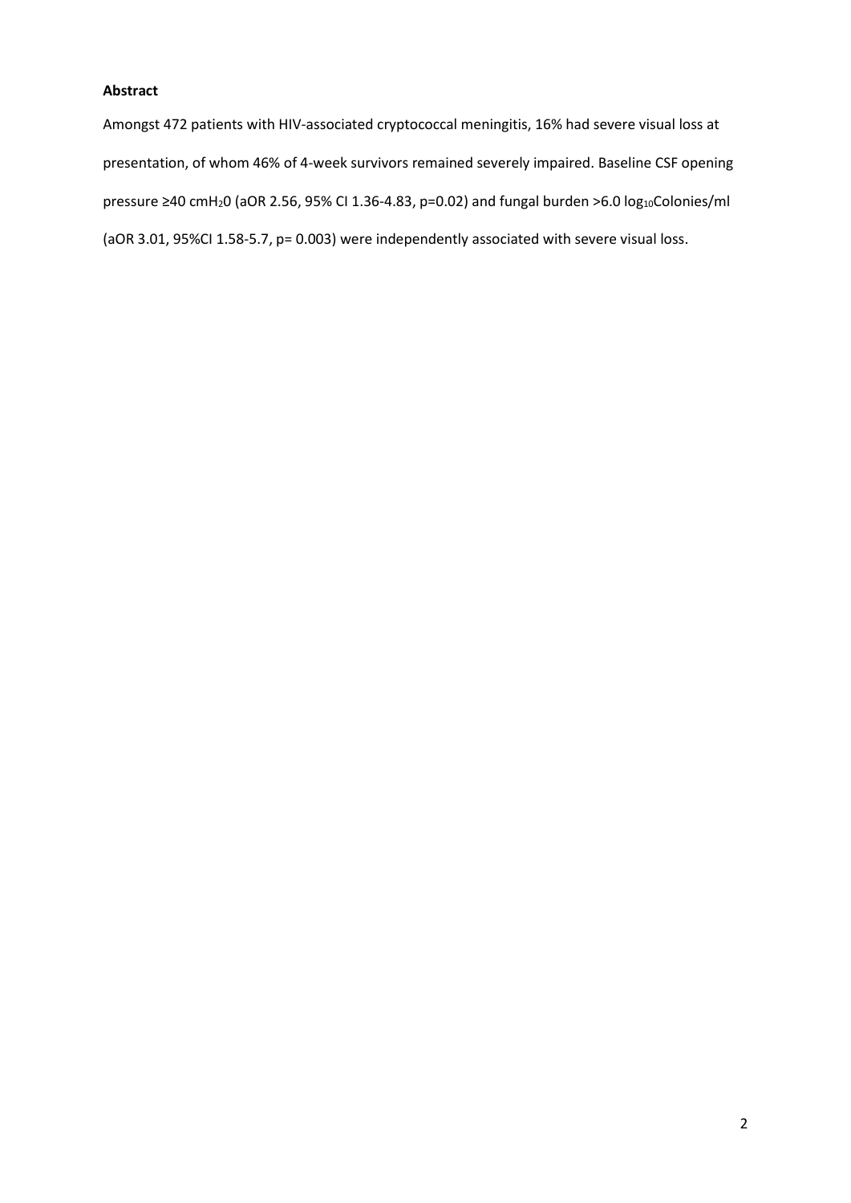**Abstract**

Amongst 472 patients with HIV-associated cryptococcal meningitis, 16% had severe visual loss at presentation, of whom 46% of 4-week survivors remained severely impaired. Baseline CSF opening pressure ≥40 $cmH_2O$ (aOR 2.56, 95% CI 1.36-4.83, p=0.02) and fungal burden >6.0 $log_{10}$Colonies/ml (aOR 3.01, 95%CI 1.58-5.7, p= 0.003) were independently associated with severe visual loss.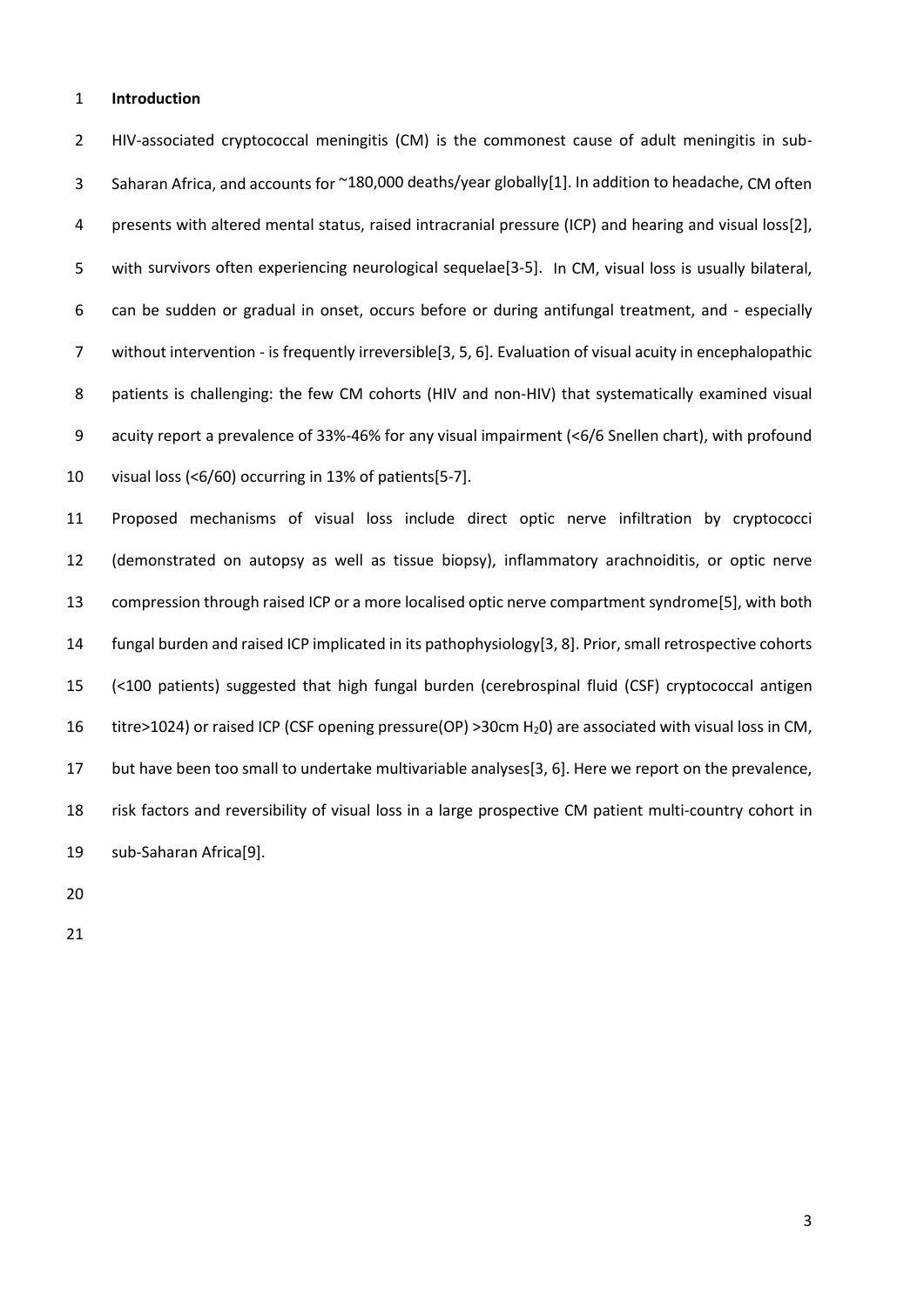## Introduction

HIV-associated cryptococcal meningitis (CM) is the commonest cause of adult meningitis in sub-Saharan Africa, and accounts for ~180,000 deaths/year globally[1]. In addition to headache, CM often presents with altered mental status, raised intracranial pressure (ICP) and hearing and visual loss[2], with survivors often experiencing neurological sequelae[3-5]. In CM, visual loss is usually bilateral, can be sudden or gradual in onset, occurs before or during antifungal treatment, and - especially without intervention - is frequently irreversible[3, 5, 6]. Evaluation of visual acuity in encephalopathic patients is challenging: the few CM cohorts (HIV and non-HIV) that systematically examined visual acuity report a prevalence of 33%-46% for any visual impairment (<6/6 Snellen chart), with profound visual loss (<6/60) occurring in 13% of patients[5-7].

Proposed mechanisms of visual loss include direct optic nerve infiltration by cryptococci (demonstrated on autopsy as well as tissue biopsy), inflammatory arachnoiditis, or optic nerve compression through raised ICP or a more localised optic nerve compartment syndrome[5], with both fungal burden and raised ICP implicated in its pathophysiology[3, 8]. Prior, small retrospective cohorts (<100 patients) suggested that high fungal burden (cerebrospinal fluid (CSF) cryptococcal antigen titre>1024) or raised ICP (CSF opening pressure(OP) >30cm $H_20$) are associated with visual loss in CM, but have been too small to undertake multivariable analyses[3, 6]. Here we report on the prevalence, risk factors and reversibility of visual loss in a large prospective CM patient multi-country cohort in sub-Saharan Africa[9].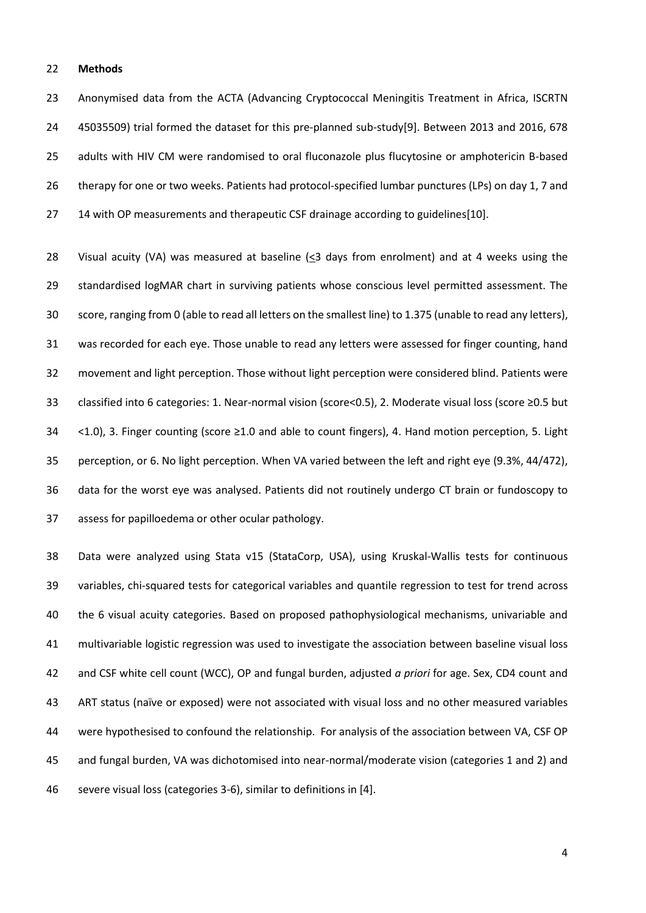**Methods**

Anonymised data from the ACTA (Advancing Cryptococcal Meningitis Treatment in Africa, ISCRTN 45035509) trial formed the dataset for this pre-planned sub-study[9]. Between 2013 and 2016, 678 adults with HIV CM were randomised to oral fluconazole plus flucytosine or amphotericin B-based therapy for one or two weeks. Patients had protocol-specified lumbar punctures (LPs) on day 1, 7 and 14 with OP measurements and therapeutic CSF drainage according to guidelines[10].

Visual acuity (VA) was measured at baseline (≤3 days from enrolment) and at 4 weeks using the standardised logMAR chart in surviving patients whose conscious level permitted assessment. The score, ranging from 0 (able to read all letters on the smallest line) to 1.375 (unable to read any letters), was recorded for each eye. Those unable to read any letters were assessed for finger counting, hand movement and light perception. Those without light perception were considered blind. Patients were classified into 6 categories: 1. Near-normal vision (score<0.5), 2. Moderate visual loss (score ≥0.5 but <1.0), 3. Finger counting (score ≥1.0 and able to count fingers), 4. Hand motion perception, 5. Light perception, or 6. No light perception. When VA varied between the left and right eye (9.3%, 44/472), data for the worst eye was analysed. Patients did not routinely undergo CT brain or fundoscopy to assess for papilloedema or other ocular pathology.

Data were analyzed using Stata v15 (StataCorp, USA), using Kruskal-Wallis tests for continuous variables, chi-squared tests for categorical variables and quantile regression to test for trend across the 6 visual acuity categories. Based on proposed pathophysiological mechanisms, univariable and multivariable logistic regression was used to investigate the association between baseline visual loss and CSF white cell count (WCC), OP and fungal burden, adjusted *a priori* for age. Sex, CD4 count and ART status (naïve or exposed) were not associated with visual loss and no other measured variables were hypothesised to confound the relationship. For analysis of the association between VA, CSF OP and fungal burden, VA was dichotomised into near-normal/moderate vision (categories 1 and 2) and severe visual loss (categories 3-6), similar to definitions in [4].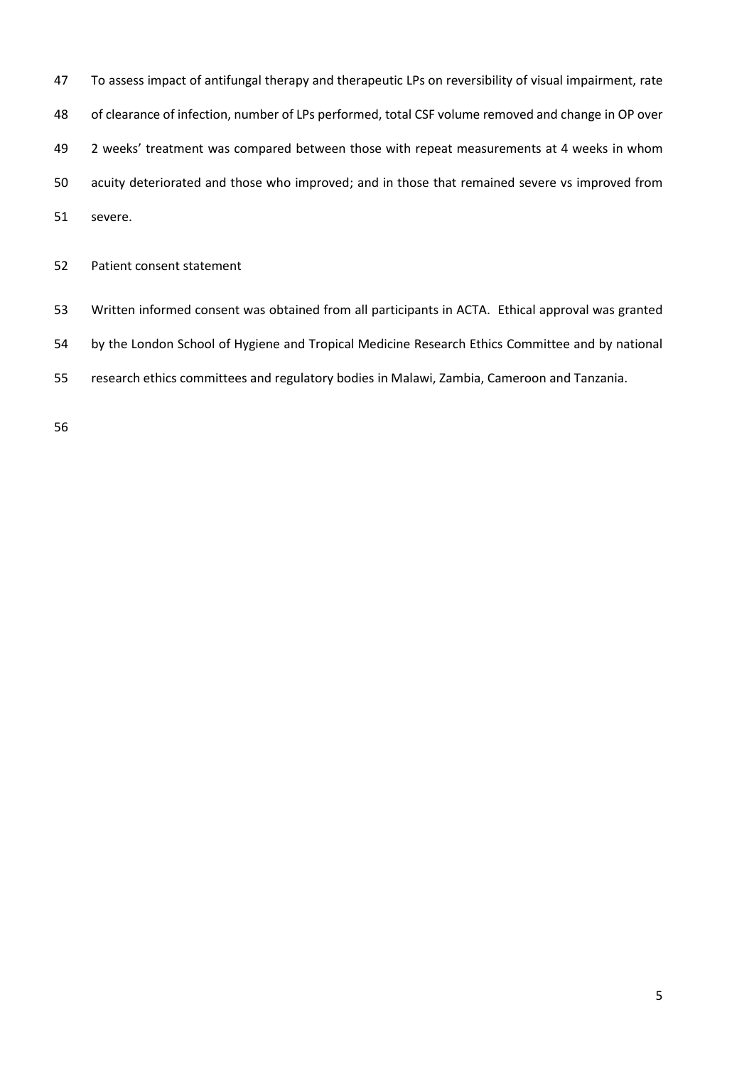To assess impact of antifungal therapy and therapeutic LPs on reversibility of visual impairment, rate of clearance of infection, number of LPs performed, total CSF volume removed and change in OP over 2 weeks' treatment was compared between those with repeat measurements at 4 weeks in whom acuity deteriorated and those who improved; and in those that remained severe vs improved from severe.

## Patient consent statement

Written informed consent was obtained from all participants in ACTA. Ethical approval was granted by the London School of Hygiene and Tropical Medicine Research Ethics Committee and by national research ethics committees and regulatory bodies in Malawi, Zambia, Cameroon and Tanzania.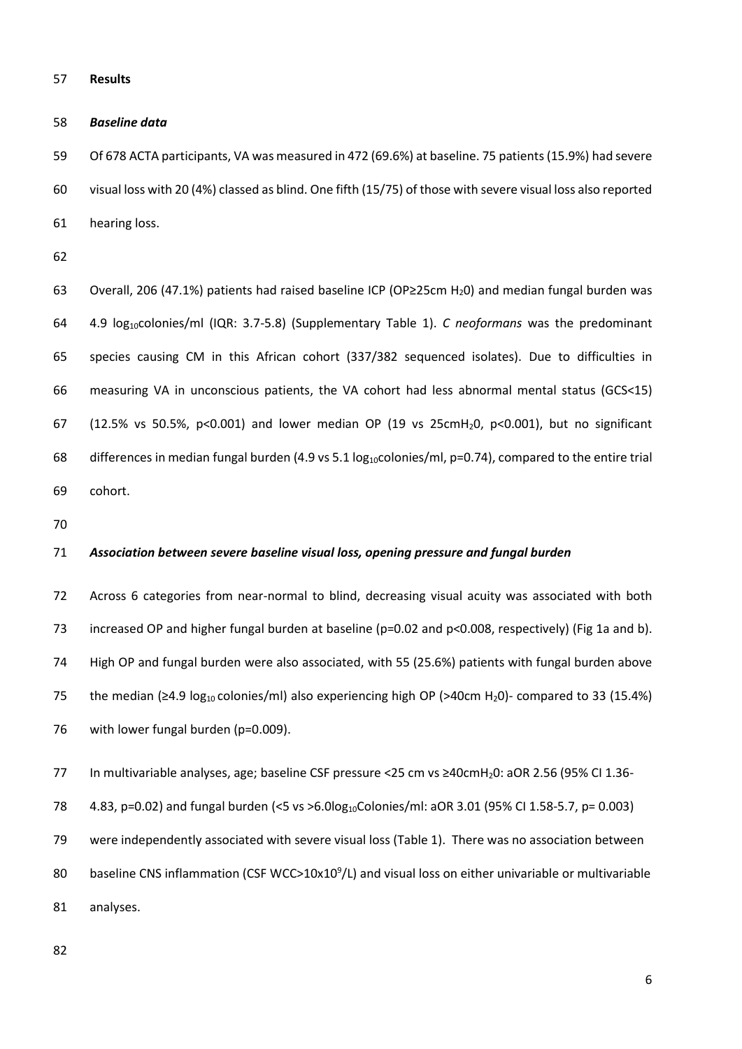**Results**

***Baseline data***

Of 678 ACTA participants, VA was measured in 472 (69.6%) at baseline. 75 patients (15.9%) had severe visual loss with 20 (4%) classed as blind. One fifth (15/75) of those with severe visual loss also reported hearing loss.

Overall, 206 (47.1%) patients had raised baseline ICP (OP≥25cm $H_2O$) and median fungal burden was 4.9 $log_{10}$colonies/ml (IQR: 3.7-5.8) (Supplementary Table 1). *C neoformans* was the predominant species causing CM in this African cohort (337/382 sequenced isolates). Due to difficulties in measuring VA in unconscious patients, the VA cohort had less abnormal mental status (GCS<15) (12.5% vs 50.5%, $p<0.001$) and lower median OP (19 vs 25cm$H_2O$, $p<0.001$), but no significant differences in median fungal burden (4.9 vs 5.1 $log_{10}$colonies/ml, $p=0.74$), compared to the entire trial cohort.

***Association between severe baseline visual loss, opening pressure and fungal burden***

Across 6 categories from near-normal to blind, decreasing visual acuity was associated with both increased OP and higher fungal burden at baseline ($p=0.02$ and $p<0.008$, respectively) (Fig 1a and b). High OP and fungal burden were also associated, with 55 (25.6%) patients with fungal burden above the median (≥4.9 $log_{10}$ colonies/ml) also experiencing high OP (>40cm $H_2O$)- compared to 33 (15.4%) with lower fungal burden ($p=0.009$).

In multivariable analyses, age; baseline CSF pressure <25 cm vs ≥40cm$H_2O$: aOR 2.56 (95% CI 1.36-4.83, $p=0.02$) and fungal burden (<5 vs >6.0$log_{10}$Colonies/ml: aOR 3.01 (95% CI 1.58-5.7, $p= 0.003$) were independently associated with severe visual loss (Table 1). There was no association between baseline CNS inflammation (CSF WCC>$10x10^9$/L) and visual loss on either univariable or multivariable analyses.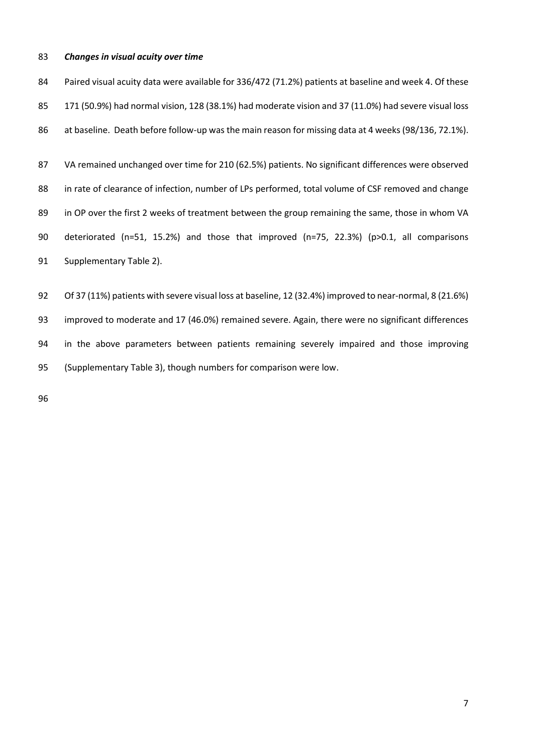### *Changes in visual acuity over time*

Paired visual acuity data were available for 336/472 (71.2%) patients at baseline and week 4. Of these 171 (50.9%) had normal vision, 128 (38.1%) had moderate vision and 37 (11.0%) had severe visual loss at baseline. Death before follow-up was the main reason for missing data at 4 weeks (98/136, 72.1%).

VA remained unchanged over time for 210 (62.5%) patients. No significant differences were observed in rate of clearance of infection, number of LPs performed, total volume of CSF removed and change in OP over the first 2 weeks of treatment between the group remaining the same, those in whom VA deteriorated (n=51, 15.2%) and those that improved (n=75, 22.3%) ($p>0.1$, all comparisons Supplementary Table 2).

Of 37 (11%) patients with severe visual loss at baseline, 12 (32.4%) improved to near-normal, 8 (21.6%) improved to moderate and 17 (46.0%) remained severe. Again, there were no significant differences in the above parameters between patients remaining severely impaired and those improving (Supplementary Table 3), though numbers for comparison were low.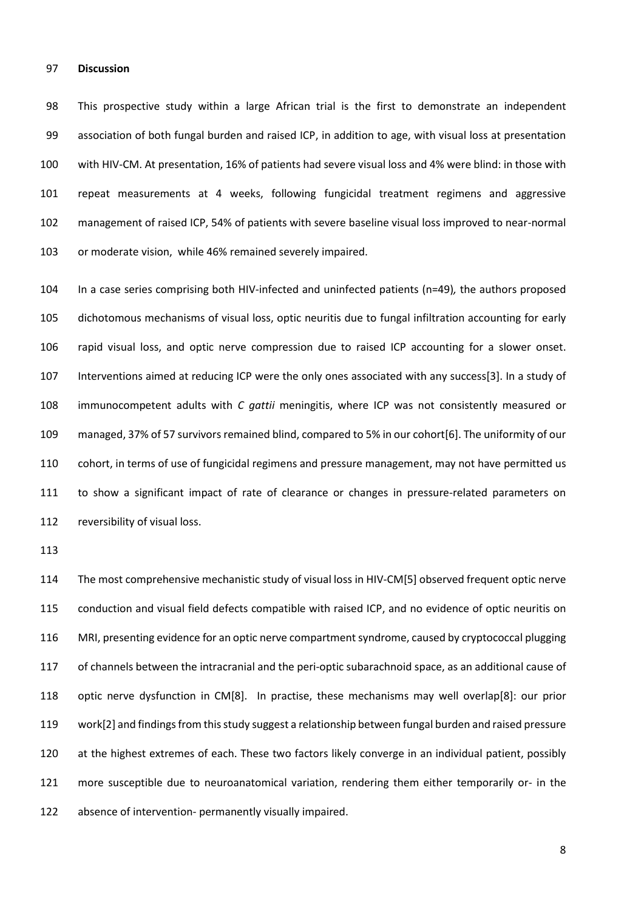## Discussion

This prospective study within a large African trial is the first to demonstrate an independent association of both fungal burden and raised ICP, in addition to age, with visual loss at presentation with HIV-CM. At presentation, 16% of patients had severe visual loss and 4% were blind: in those with repeat measurements at 4 weeks, following fungicidal treatment regimens and aggressive management of raised ICP, 54% of patients with severe baseline visual loss improved to near-normal or moderate vision, while 46% remained severely impaired.

In a case series comprising both HIV-infected and uninfected patients (n=49), the authors proposed dichotomous mechanisms of visual loss, optic neuritis due to fungal infiltration accounting for early rapid visual loss, and optic nerve compression due to raised ICP accounting for a slower onset. Interventions aimed at reducing ICP were the only ones associated with any success[3]. In a study of immunocompetent adults with *C gattii* meningitis, where ICP was not consistently measured or managed, 37% of 57 survivors remained blind, compared to 5% in our cohort[6]. The uniformity of our cohort, in terms of use of fungicidal regimens and pressure management, may not have permitted us to show a significant impact of rate of clearance or changes in pressure-related parameters on reversibility of visual loss.

The most comprehensive mechanistic study of visual loss in HIV-CM[5] observed frequent optic nerve conduction and visual field defects compatible with raised ICP, and no evidence of optic neuritis on MRI, presenting evidence for an optic nerve compartment syndrome, caused by cryptococcal plugging of channels between the intracranial and the peri-optic subarachnoid space, as an additional cause of optic nerve dysfunction in CM[8]. In practise, these mechanisms may well overlap[8]: our prior work[2] and findings from this study suggest a relationship between fungal burden and raised pressure at the highest extremes of each. These two factors likely converge in an individual patient, possibly more susceptible due to neuroanatomical variation, rendering them either temporarily or- in the absence of intervention- permanently visually impaired.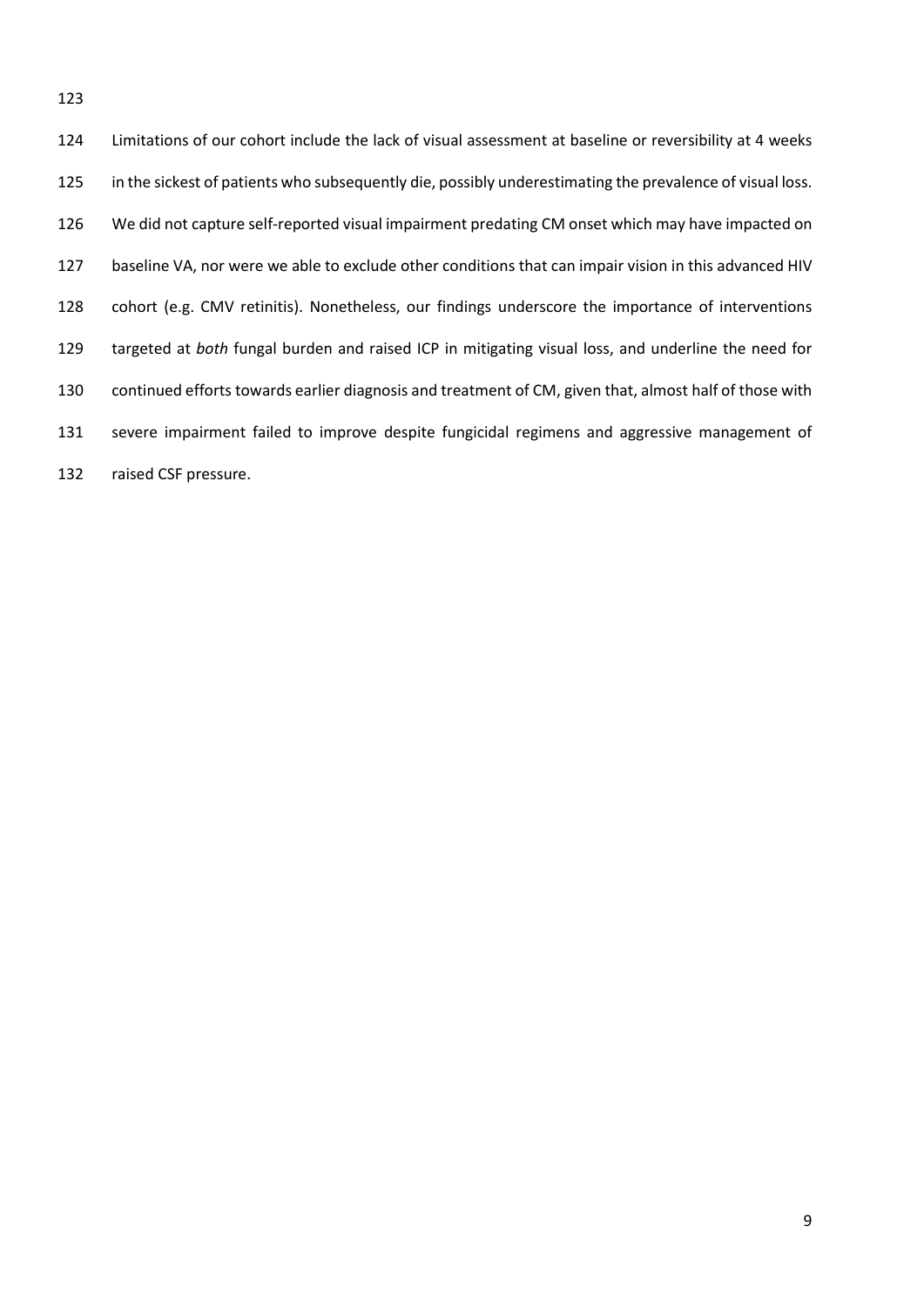Limitations of our cohort include the lack of visual assessment at baseline or reversibility at 4 weeks in the sickest of patients who subsequently die, possibly underestimating the prevalence of visual loss. We did not capture self-reported visual impairment predating CM onset which may have impacted on baseline VA, nor were we able to exclude other conditions that can impair vision in this advanced HIV cohort (e.g. CMV retinitis). Nonetheless, our findings underscore the importance of interventions targeted at *both* fungal burden and raised ICP in mitigating visual loss, and underline the need for continued efforts towards earlier diagnosis and treatment of CM, given that, almost half of those with severe impairment failed to improve despite fungicidal regimens and aggressive management of raised CSF pressure.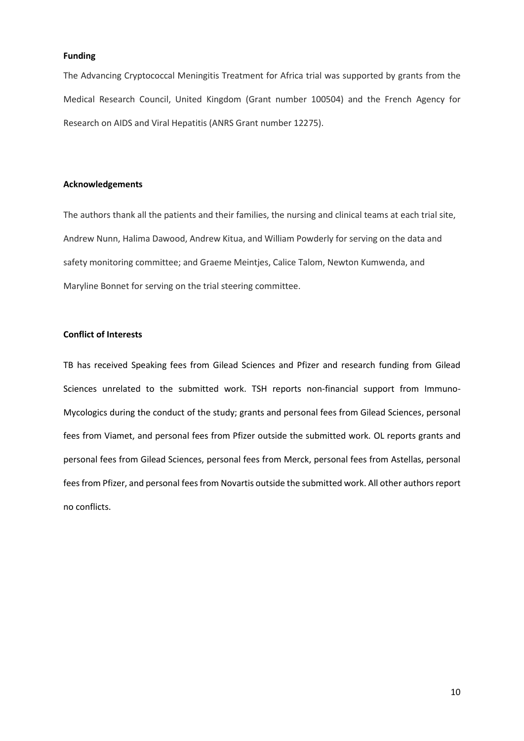**Funding**

The Advancing Cryptococcal Meningitis Treatment for Africa trial was supported by grants from the Medical Research Council, United Kingdom (Grant number 100504) and the French Agency for Research on AIDS and Viral Hepatitis (ANRS Grant number 12275).

**Acknowledgements**

The authors thank all the patients and their families, the nursing and clinical teams at each trial site, Andrew Nunn, Halima Dawood, Andrew Kitua, and William Powderly for serving on the data and safety monitoring committee; and Graeme Meintjes, Calice Talom, Newton Kumwenda, and Maryline Bonnet for serving on the trial steering committee.

**Conflict of Interests**

TB has received Speaking fees from Gilead Sciences and Pfizer and research funding from Gilead Sciences unrelated to the submitted work. TSH reports non-financial support from Immuno-Mycologics during the conduct of the study; grants and personal fees from Gilead Sciences, personal fees from Viamet, and personal fees from Pfizer outside the submitted work. OL reports grants and personal fees from Gilead Sciences, personal fees from Merck, personal fees from Astellas, personal fees from Pfizer, and personal fees from Novartis outside the submitted work. All other authors report no conflicts.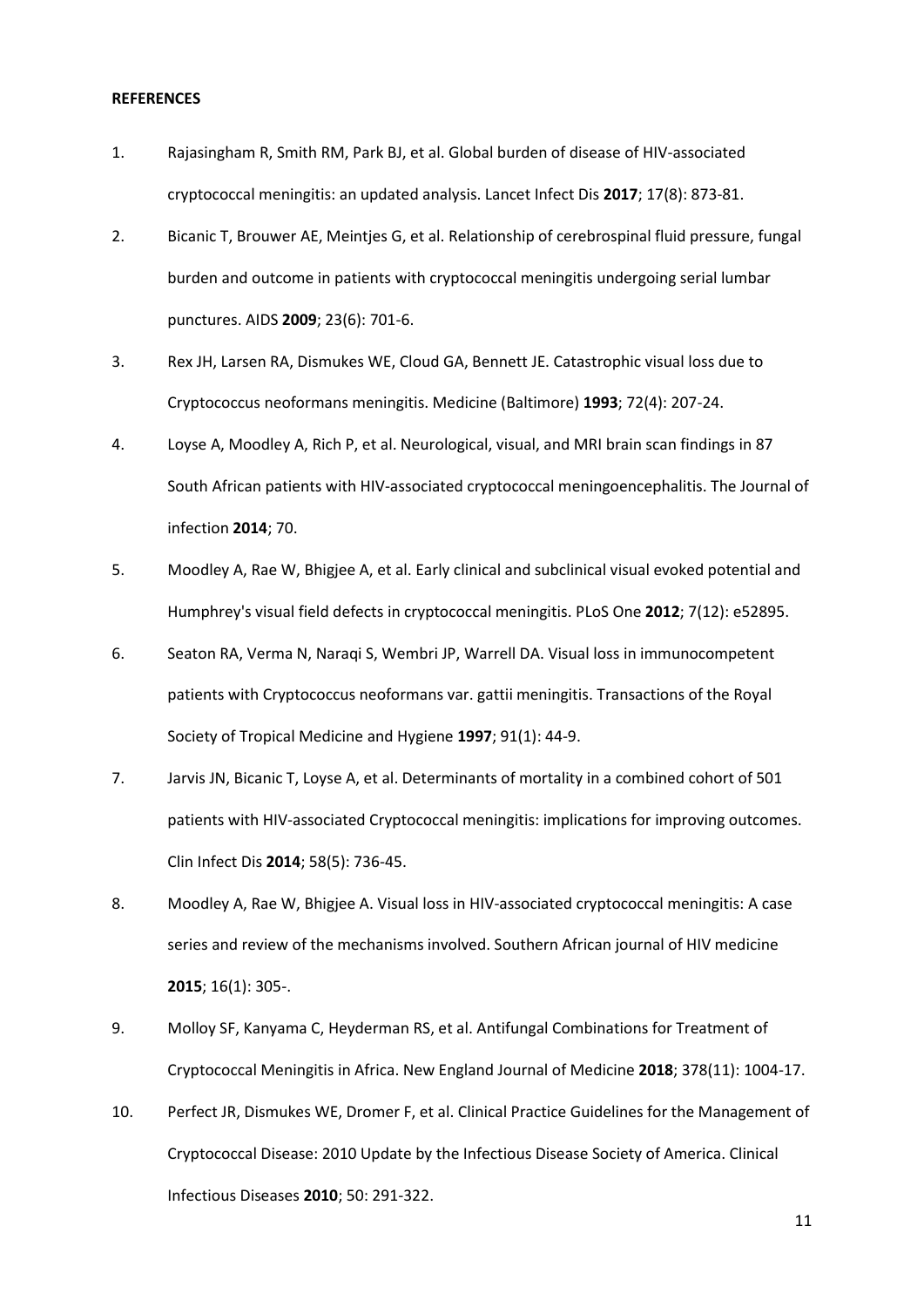**REFERENCES**

1. Rajasingham R, Smith RM, Park BJ, et al. Global burden of disease of HIV-associated cryptococcal meningitis: an updated analysis. Lancet Infect Dis **2017**; 17(8): 873-81.
2. Bicanic T, Brouwer AE, Meintjes G, et al. Relationship of cerebrospinal fluid pressure, fungal burden and outcome in patients with cryptococcal meningitis undergoing serial lumbar punctures. AIDS **2009**; 23(6): 701-6.
3. Rex JH, Larsen RA, Dismukes WE, Cloud GA, Bennett JE. Catastrophic visual loss due to Cryptococcus neoformans meningitis. Medicine (Baltimore) **1993**; 72(4): 207-24.
4. Loyse A, Moodley A, Rich P, et al. Neurological, visual, and MRI brain scan findings in 87 South African patients with HIV-associated cryptococcal meningoencephalitis. The Journal of infection **2014**; 70.
5. Moodley A, Rae W, Bhigjee A, et al. Early clinical and subclinical visual evoked potential and Humphrey's visual field defects in cryptococcal meningitis. PLoS One **2012**; 7(12): e52895.
6. Seaton RA, Verma N, Naraqi S, Wembri JP, Warrell DA. Visual loss in immunocompetent patients with Cryptococcus neoformans var. gattii meningitis. Transactions of the Royal Society of Tropical Medicine and Hygiene **1997**; 91(1): 44-9.
7. Jarvis JN, Bicanic T, Loyse A, et al. Determinants of mortality in a combined cohort of 501 patients with HIV-associated Cryptococcal meningitis: implications for improving outcomes. Clin Infect Dis **2014**; 58(5): 736-45.
8. Moodley A, Rae W, Bhigjee A. Visual loss in HIV-associated cryptococcal meningitis: A case series and review of the mechanisms involved. Southern African journal of HIV medicine **2015**; 16(1): 305-.
9. Molloy SF, Kanyama C, Heyderman RS, et al. Antifungal Combinations for Treatment of Cryptococcal Meningitis in Africa. New England Journal of Medicine **2018**; 378(11): 1004-17.
10. Perfect JR, Dismukes WE, Dromer F, et al. Clinical Practice Guidelines for the Management of Cryptococcal Disease: 2010 Update by the Infectious Disease Society of America. Clinical Infectious Diseases **2010**; 50: 291-322.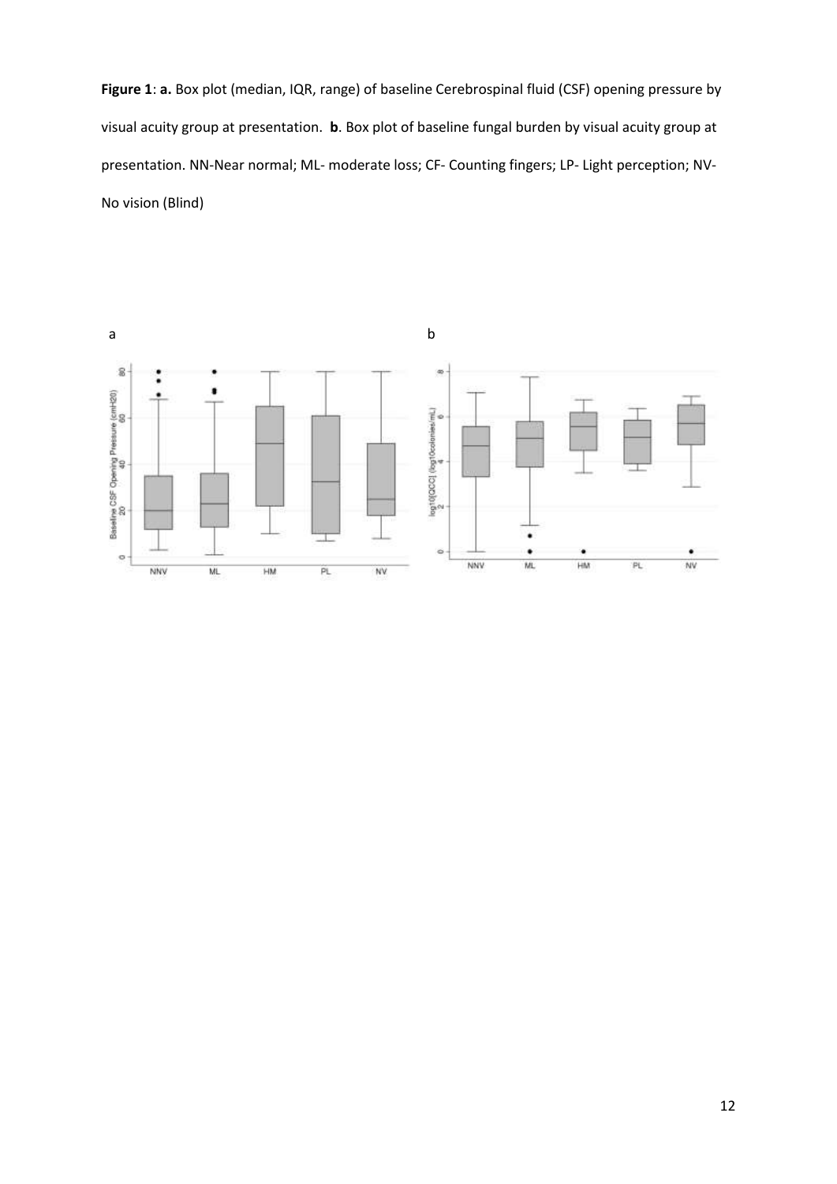**Figure 1**: **a.** Box plot (median, IQR, range) of baseline Cerebrospinal fluid (CSF) opening pressure by visual acuity group at presentation. **b**. Box plot of baseline fungal burden by visual acuity group at presentation. NN-Near normal; ML- moderate loss; CF- Counting fingers; LP- Light perception; NV-No vision (Blind)

a

b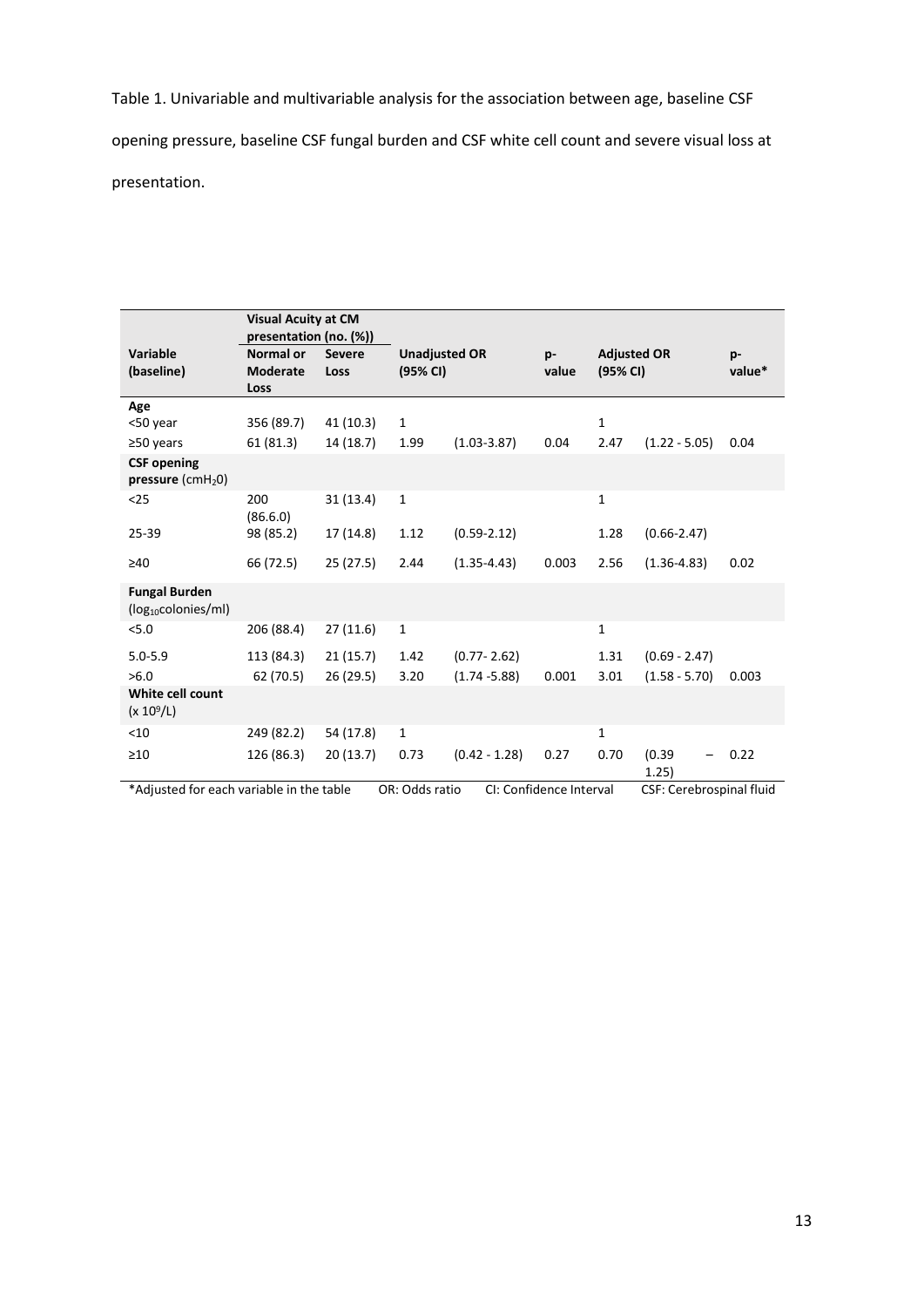Table 1. Univariable and multivariable analysis for the association between age, baseline CSF opening pressure, baseline CSF fungal burden and CSF white cell count and severe visual loss at presentation.

| Variable (baseline) | Visual Acuity at CM presentation (no. (%)) Normal or Moderate Loss | Severe Loss | Unadjusted OR (95% CI) | | p-value | Adjusted OR (95% CI) | | p-value* |
|---|---|---|---|---|---|---|---|---|
| **Age** | | | | | | | | |
| <50 year | 356 (89.7) | 41 (10.3) | 1 | | | 1 | | |
| ≥50 years | 61 (81.3) | 14 (18.7) | 1.99 | (1.03-3.87) | 0.04 | 2.47 | (1.22 - 5.05) | 0.04 |
| **CSF opening pressure** ($cmH_20$) | | | | | | | | |
| <25 | 200 (86.6.0) | 31 (13.4) | 1 | | | 1 | | |
| 25-39 | 98 (85.2) | 17 (14.8) | 1.12 | (0.59-2.12) | | 1.28 | (0.66-2.47) | |
| ≥40 | 66 (72.5) | 25 (27.5) | 2.44 | (1.35-4.43) | 0.003 | 2.56 | (1.36-4.83) | 0.02 |
| **Fungal Burden** ($log_{10}$colonies/ml) | | | | | | | | |
| <5.0 | 206 (88.4) | 27 (11.6) | 1 | | | 1 | | |
| 5.0-5.9 | 113 (84.3) | 21 (15.7) | 1.42 | (0.77- 2.62) | | 1.31 | (0.69 - 2.47) | |
| >6.0 | 62 (70.5) | 26 (29.5) | 3.20 | (1.74 -5.88) | 0.001 | 3.01 | (1.58 - 5.70) | 0.003 |
| **White cell count** ($x 10^9/L$) | | | | | | | | |
| <10 | 249 (82.2) | 54 (17.8) | 1 | | | 1 | | |
| ≥10 | 126 (86.3) | 20 (13.7) | 0.73 | (0.42 - 1.28) | 0.27 | 0.70 | (0.39 – 1.25) | 0.22 |

*Adjusted for each variable in the table OR: Odds ratio CI: Confidence Interval CSF: Cerebrospinal fluid